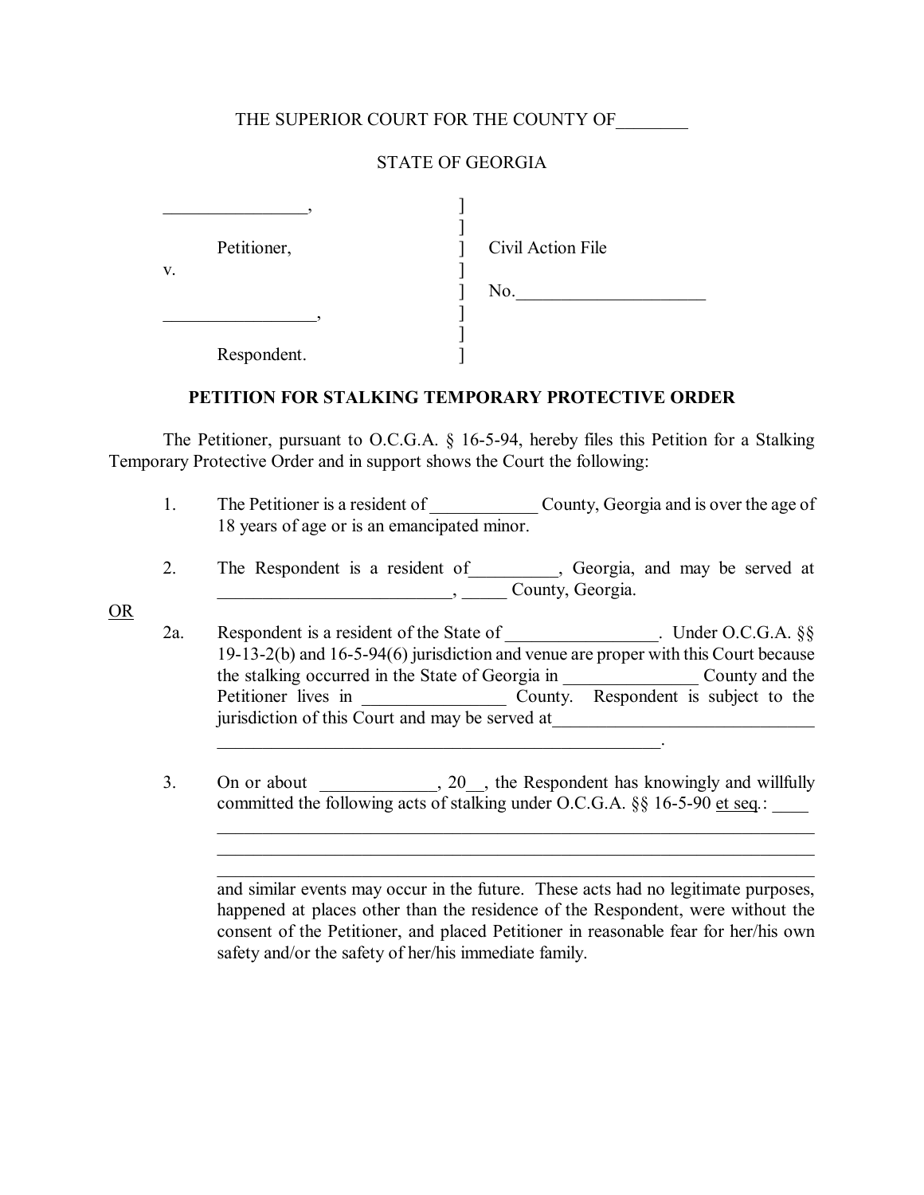THE SUPERIOR COURT FOR THE COUNTY OF________

STATE OF GEORGIA

________________, ]
]
Petitioner, ] Civil Action File
v. ]
] No.____________________
_________________, ]
]
Respondent. ]

**PETITION FOR STALKING TEMPORARY PROTECTIVE ORDER**

The Petitioner, pursuant to O.C.G.A. § 16-5-94, hereby files this Petition for a Stalking Temporary Protective Order and in support shows the Court the following:

1. The Petitioner is a resident of ____________ County, Georgia and is over the age of 18 years of age or is an emancipated minor.

2. The Respondent is a resident of__________, Georgia, and may be served at __________________________, _____ County, Georgia.

<u>OR</u>

2a. Respondent is a resident of the State of _________________. Under O.C.G.A. §§ 19-13-2(b) and 16-5-94(6) jurisdiction and venue are proper with this Court because the stalking occurred in the State of Georgia in _______________ County and the Petitioner lives in ________________ County. Respondent is subject to the jurisdiction of this Court and may be served at_____________________________ __________________________________________________.

3. On or about _____________, 20__, the Respondent has knowingly and willfully committed the following acts of stalking under O.C.G.A. §§ 16-5-90 <u>et seq</u>.: ____
_________________________________________________________________
_________________________________________________________________
_________________________________________________________________
and similar events may occur in the future. These acts had no legitimate purposes, happened at places other than the residence of the Respondent, were without the consent of the Petitioner, and placed Petitioner in reasonable fear for her/his own safety and/or the safety of her/his immediate family.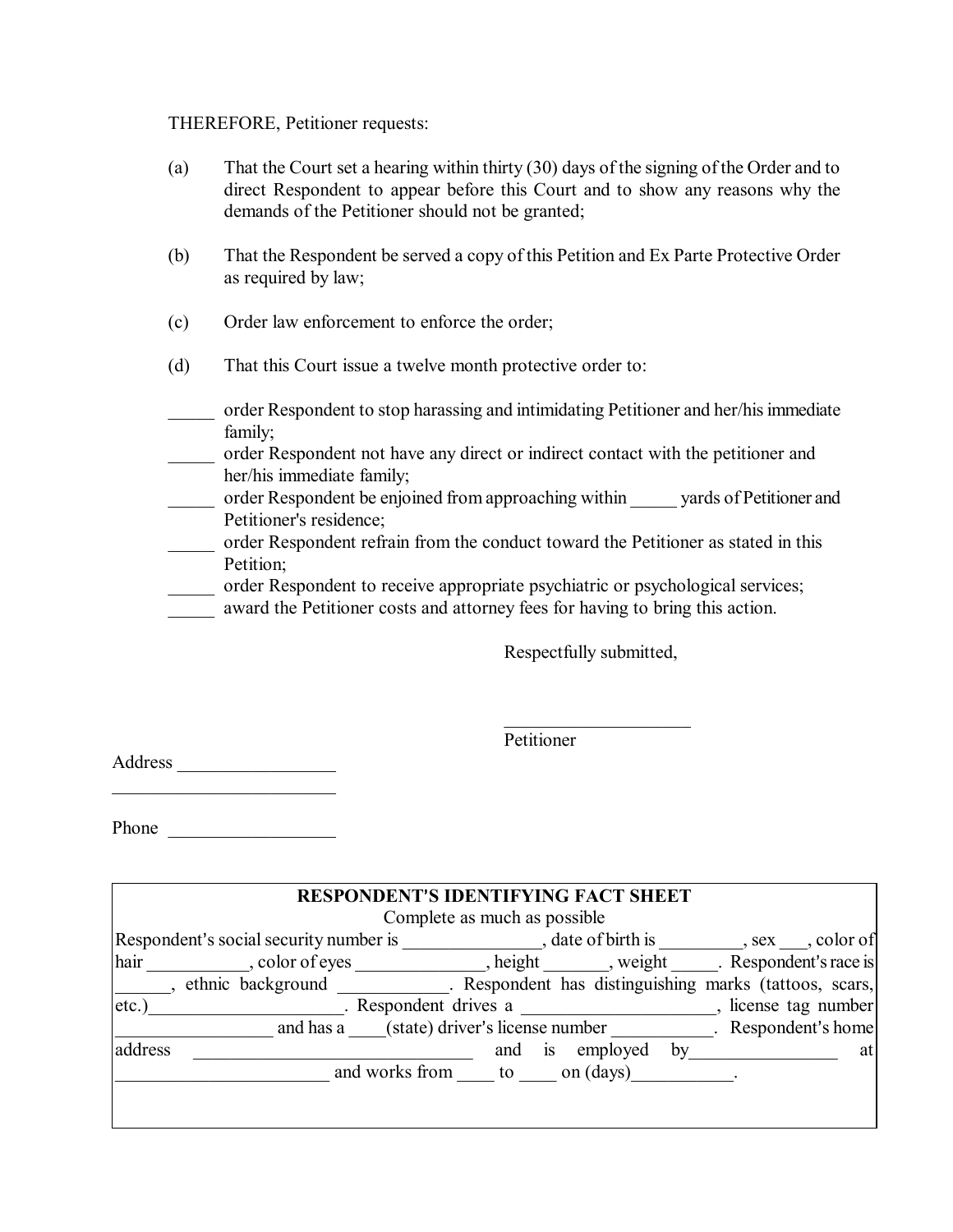THEREFORE, Petitioner requests:

(a) That the Court set a hearing within thirty (30) days of the signing of the Order and to direct Respondent to appear before this Court and to show any reasons why the demands of the Petitioner should not be granted;

(b) That the Respondent be served a copy of this Petition and Ex Parte Protective Order as required by law;

(c) Order law enforcement to enforce the order;

(d) That this Court issue a twelve month protective order to:

_____ order Respondent to stop harassing and intimidating Petitioner and her/his immediate family;
_____ order Respondent not have any direct or indirect contact with the petitioner and her/his immediate family;
_____ order Respondent be enjoined from approaching within _____ yards of Petitioner and Petitioner's residence;
_____ order Respondent refrain from the conduct toward the Petitioner as stated in this Petition;
_____ order Respondent to receive appropriate psychiatric or psychological services;
_____ award the Petitioner costs and attorney fees for having to bring this action.

Respectfully submitted,

_____________________
Petitioner

Address _________________
_________________________

Phone __________________

**RESPONDENT'S IDENTIFYING FACT SHEET**

Complete as much as possible

Respondent's social security number is _______________, date of birth is _________, sex ___, color of hair ___________, color of eyes ______________, height _______, weight _____. Respondent's race is ______, ethnic background ____________. Respondent has distinguishing marks (tattoos, scars, etc.)_____________________. Respondent drives a ____________________, license tag number _________________ and has a ____(state) driver's license number ___________. Respondent's home address ______________________________ and is employed by________________ at _______________________ and works from ____ to ____ on (days)___________.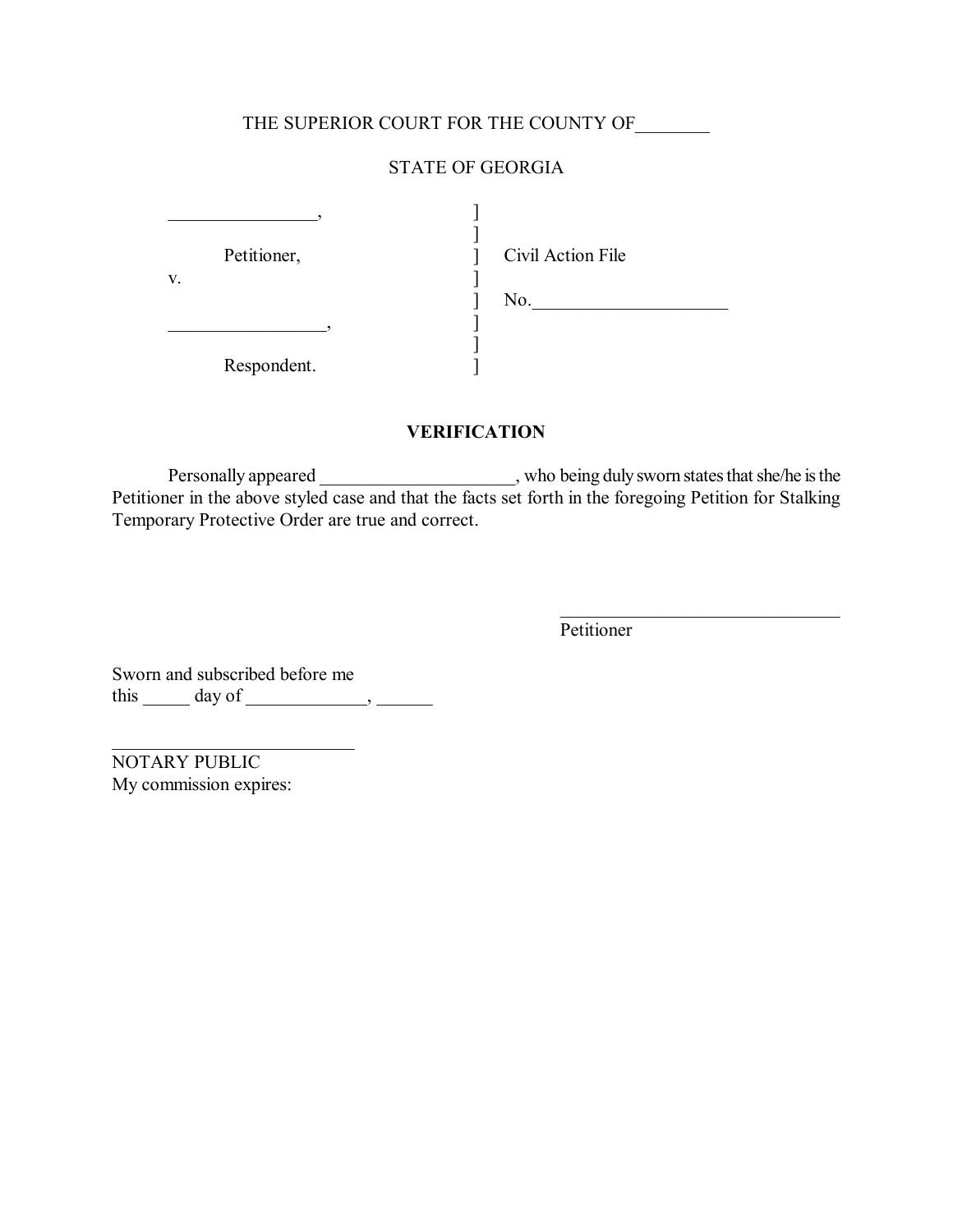THE SUPERIOR COURT FOR THE COUNTY OF________

STATE OF GEORGIA

| | | |
|---|---|---|
| ________________, | ] | |
| | ] | |
| Petitioner, | ] | Civil Action File |
| v. | ] | |
| | ] | No.______________________ |
| _________________, | ] | |
| | ] | |
| Respondent. | ] | |

**VERIFICATION**

Personally appeared _____________________, who being duly sworn states that she/he is the Petitioner in the above styled case and that the facts set forth in the foregoing Petition for Stalking Temporary Protective Order are true and correct.

_______________________________
Petitioner

Sworn and subscribed before me
this _____ day of _____________, ______

___________________________
NOTARY PUBLIC
My commission expires: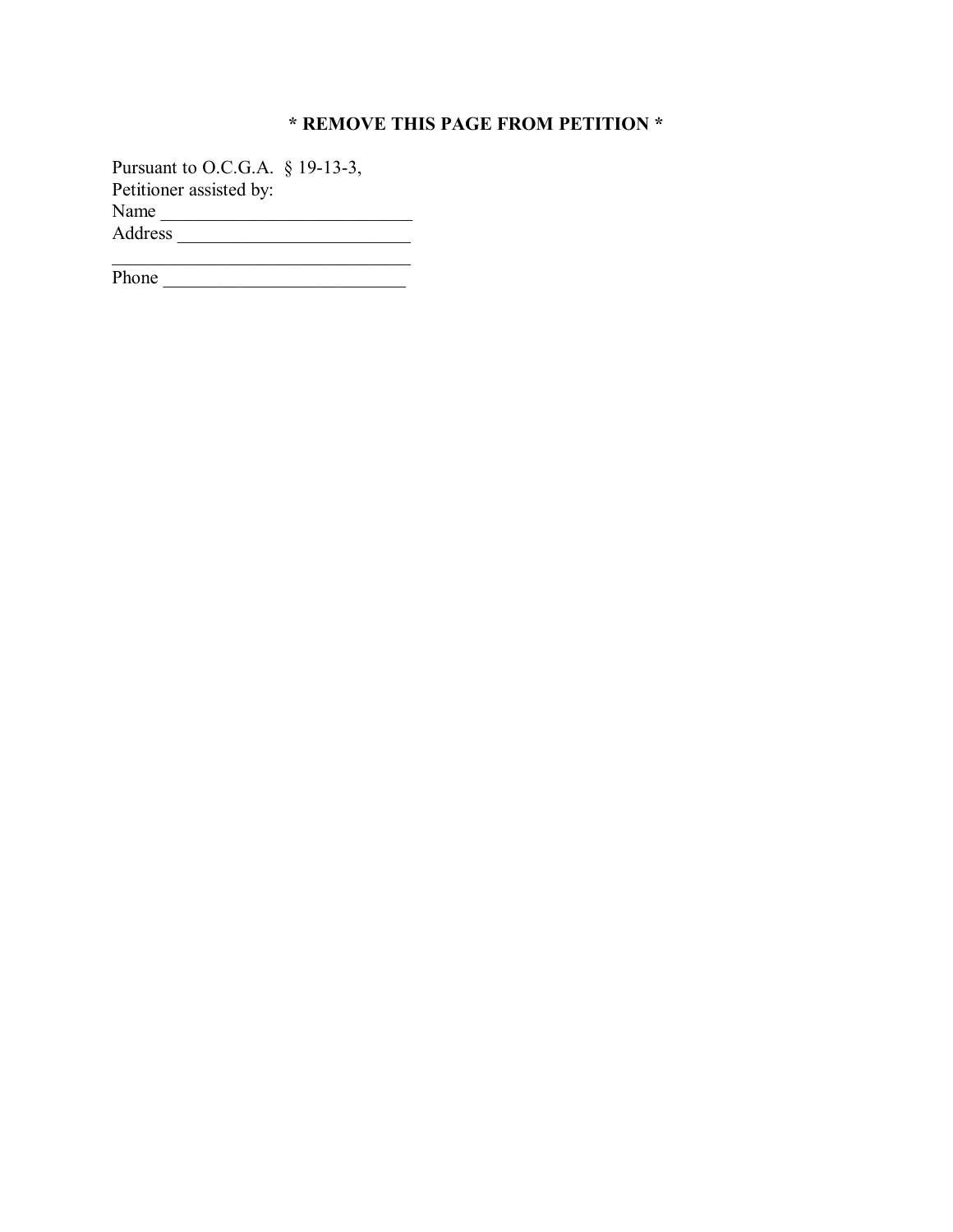**\* REMOVE THIS PAGE FROM PETITION \***

Pursuant to O.C.G.A. § 19-13-3,  
Petitioner assisted by:  
Name ___________________________  
Address _________________________  
_________________________________  
Phone __________________________